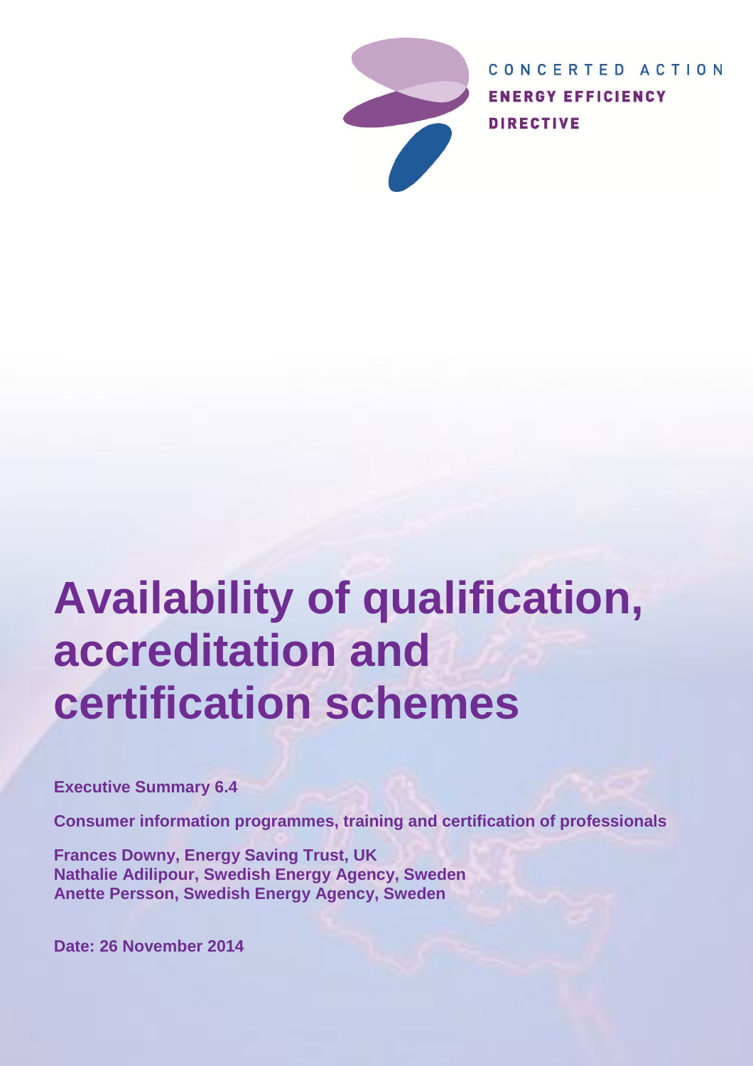CONCERTED ACTION
**ENERGY EFFICIENCY**
**DIRECTIVE**

# Availability of qualification, accreditation and certification schemes

**Executive Summary 6.4**

**Consumer information programmes, training and certification of professionals**

**Frances Downy, Energy Saving Trust, UK**
**Nathalie Adilipour, Swedish Energy Agency, Sweden**
**Anette Persson, Swedish Energy Agency, Sweden**

**Date: 26 November 2014**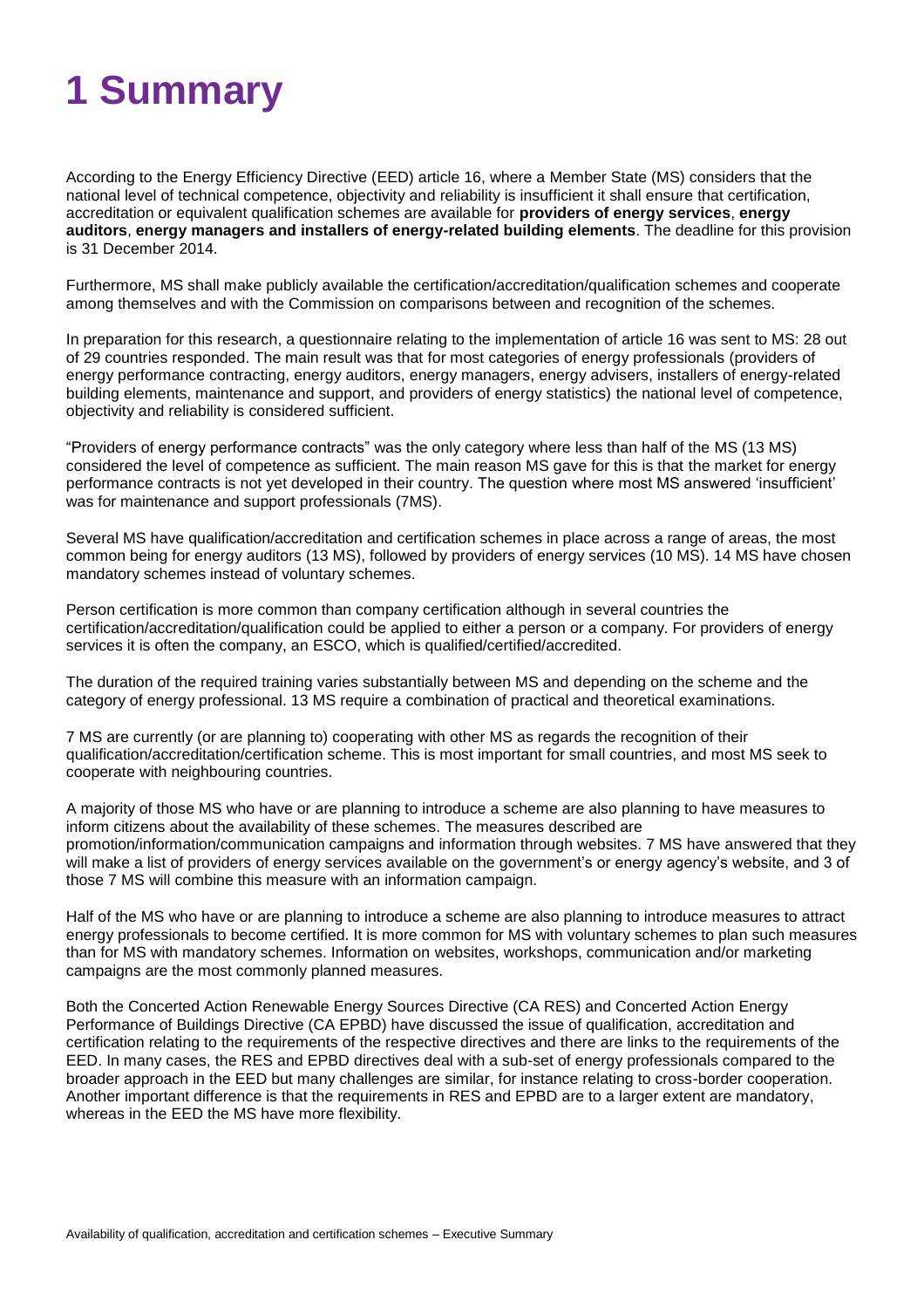# 1 Summary

According to the Energy Efficiency Directive (EED) article 16, where a Member State (MS) considers that the national level of technical competence, objectivity and reliability is insufficient it shall ensure that certification, accreditation or equivalent qualification schemes are available for **providers of energy services**, **energy auditors**, **energy managers and installers of energy-related building elements**. The deadline for this provision is 31 December 2014.

Furthermore, MS shall make publicly available the certification/accreditation/qualification schemes and cooperate among themselves and with the Commission on comparisons between and recognition of the schemes.

In preparation for this research, a questionnaire relating to the implementation of article 16 was sent to MS: 28 out of 29 countries responded. The main result was that for most categories of energy professionals (providers of energy performance contracting, energy auditors, energy managers, energy advisers, installers of energy-related building elements, maintenance and support, and providers of energy statistics) the national level of competence, objectivity and reliability is considered sufficient.

"Providers of energy performance contracts" was the only category where less than half of the MS (13 MS) considered the level of competence as sufficient. The main reason MS gave for this is that the market for energy performance contracts is not yet developed in their country. The question where most MS answered 'insufficient' was for maintenance and support professionals (7MS).

Several MS have qualification/accreditation and certification schemes in place across a range of areas, the most common being for energy auditors (13 MS), followed by providers of energy services (10 MS). 14 MS have chosen mandatory schemes instead of voluntary schemes.

Person certification is more common than company certification although in several countries the certification/accreditation/qualification could be applied to either a person or a company. For providers of energy services it is often the company, an ESCO, which is qualified/certified/accredited.

The duration of the required training varies substantially between MS and depending on the scheme and the category of energy professional. 13 MS require a combination of practical and theoretical examinations.

7 MS are currently (or are planning to) cooperating with other MS as regards the recognition of their qualification/accreditation/certification scheme. This is most important for small countries, and most MS seek to cooperate with neighbouring countries.

A majority of those MS who have or are planning to introduce a scheme are also planning to have measures to inform citizens about the availability of these schemes. The measures described are promotion/information/communication campaigns and information through websites. 7 MS have answered that they will make a list of providers of energy services available on the government's or energy agency's website, and 3 of those 7 MS will combine this measure with an information campaign.

Half of the MS who have or are planning to introduce a scheme are also planning to introduce measures to attract energy professionals to become certified. It is more common for MS with voluntary schemes to plan such measures than for MS with mandatory schemes. Information on websites, workshops, communication and/or marketing campaigns are the most commonly planned measures.

Both the Concerted Action Renewable Energy Sources Directive (CA RES) and Concerted Action Energy Performance of Buildings Directive (CA EPBD) have discussed the issue of qualification, accreditation and certification relating to the requirements of the respective directives and there are links to the requirements of the EED. In many cases, the RES and EPBD directives deal with a sub-set of energy professionals compared to the broader approach in the EED but many challenges are similar, for instance relating to cross-border cooperation. Another important difference is that the requirements in RES and EPBD are to a larger extent are mandatory, whereas in the EED the MS have more flexibility.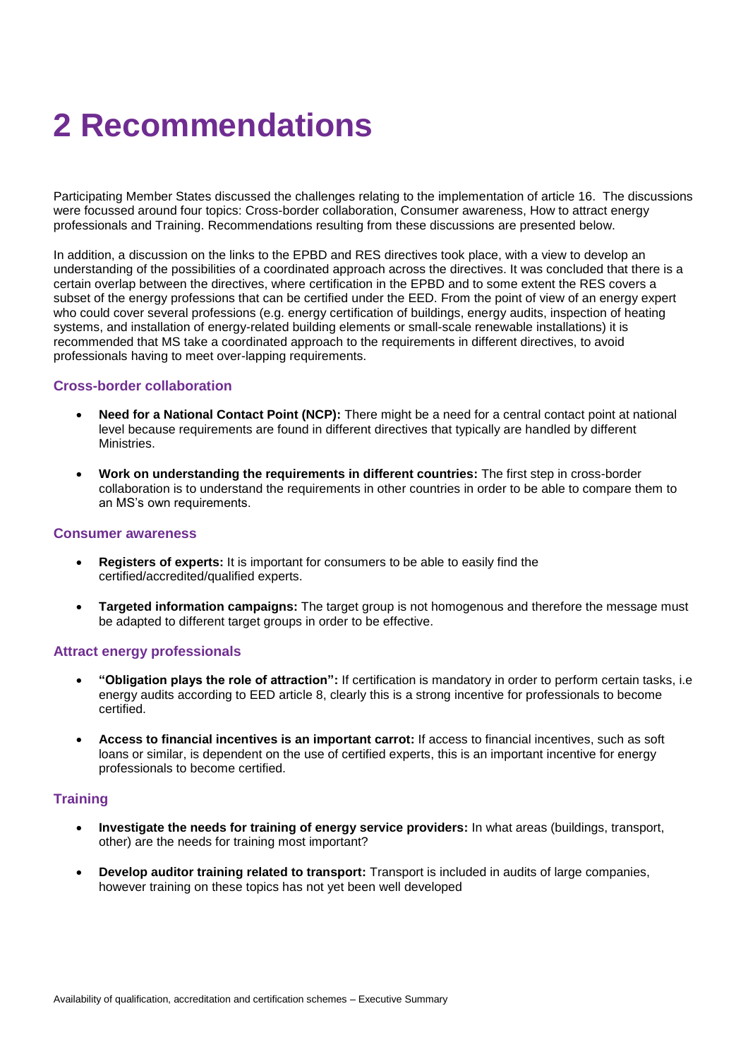# 2 Recommendations

Participating Member States discussed the challenges relating to the implementation of article 16. The discussions were focussed around four topics: Cross-border collaboration, Consumer awareness, How to attract energy professionals and Training. Recommendations resulting from these discussions are presented below.

In addition, a discussion on the links to the EPBD and RES directives took place, with a view to develop an understanding of the possibilities of a coordinated approach across the directives. It was concluded that there is a certain overlap between the directives, where certification in the EPBD and to some extent the RES covers a subset of the energy professions that can be certified under the EED. From the point of view of an energy expert who could cover several professions (e.g. energy certification of buildings, energy audits, inspection of heating systems, and installation of energy-related building elements or small-scale renewable installations) it is recommended that MS take a coordinated approach to the requirements in different directives, to avoid professionals having to meet over-lapping requirements.

### Cross-border collaboration

- **Need for a National Contact Point (NCP):** There might be a need for a central contact point at national level because requirements are found in different directives that typically are handled by different Ministries.
- **Work on understanding the requirements in different countries:** The first step in cross-border collaboration is to understand the requirements in other countries in order to be able to compare them to an MS's own requirements.

### Consumer awareness

- **Registers of experts:** It is important for consumers to be able to easily find the certified/accredited/qualified experts.
- **Targeted information campaigns:** The target group is not homogenous and therefore the message must be adapted to different target groups in order to be effective.

### Attract energy professionals

- **"Obligation plays the role of attraction":** If certification is mandatory in order to perform certain tasks, i.e energy audits according to EED article 8, clearly this is a strong incentive for professionals to become certified.
- **Access to financial incentives is an important carrot:** If access to financial incentives, such as soft loans or similar, is dependent on the use of certified experts, this is an important incentive for energy professionals to become certified.

### Training

- **Investigate the needs for training of energy service providers:** In what areas (buildings, transport, other) are the needs for training most important?
- **Develop auditor training related to transport:** Transport is included in audits of large companies, however training on these topics has not yet been well developed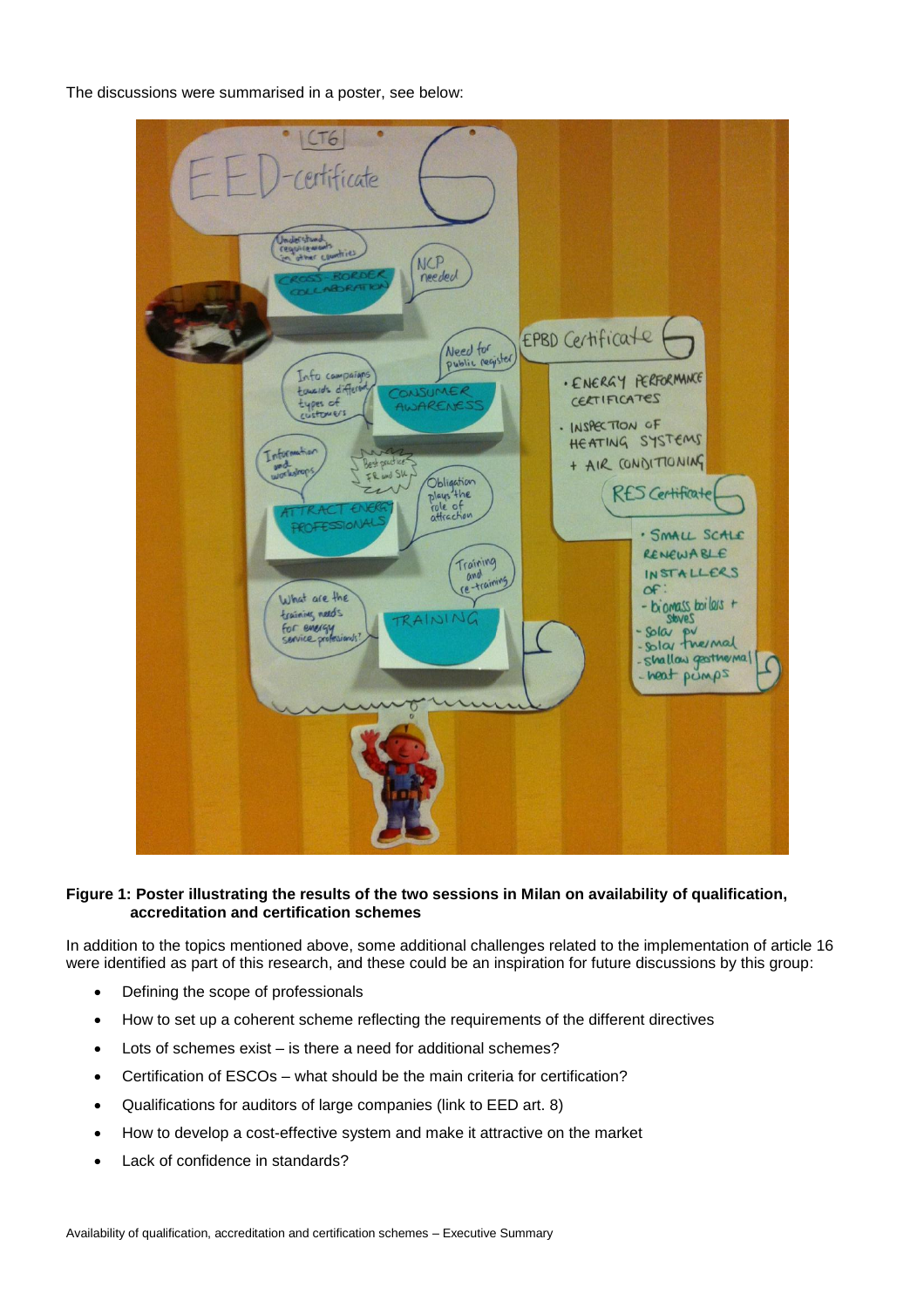The discussions were summarised in a poster, see below:

**Figure 1: Poster illustrating the results of the two sessions in Milan on availability of qualification, accreditation and certification schemes**

In addition to the topics mentioned above, some additional challenges related to the implementation of article 16 were identified as part of this research, and these could be an inspiration for future discussions by this group:

- Defining the scope of professionals
- How to set up a coherent scheme reflecting the requirements of the different directives
- Lots of schemes exist – is there a need for additional schemes?
- Certification of ESCOs – what should be the main criteria for certification?
- Qualifications for auditors of large companies (link to EED art. 8)
- How to develop a cost-effective system and make it attractive on the market
- Lack of confidence in standards?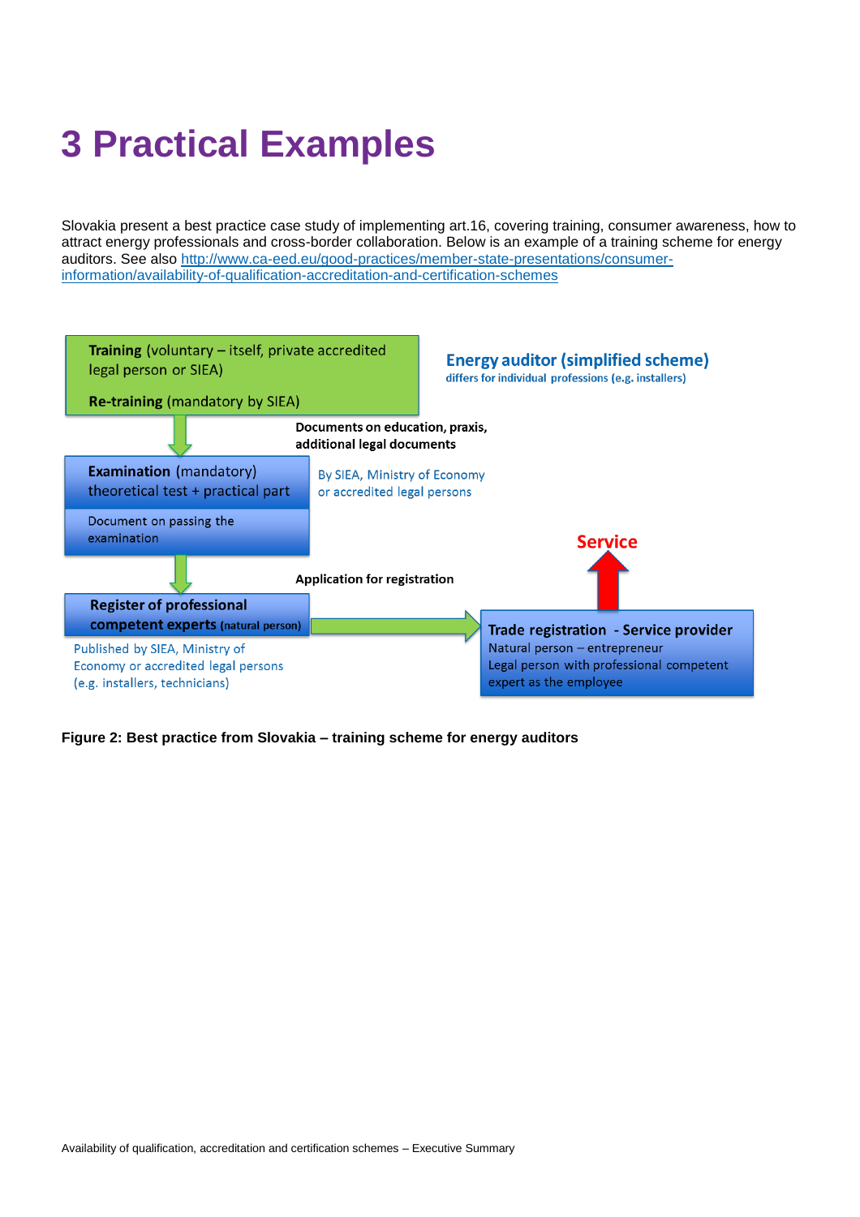# 3 Practical Examples

Slovakia present a best practice case study of implementing art.16, covering training, consumer awareness, how to attract energy professionals and cross-border collaboration. Below is an example of a training scheme for energy auditors. See also [http://www.ca-eed.eu/good-practices/member-state-presentations/consumer-information/availability-of-qualification-accreditation-and-certification-schemes](http://www.ca-eed.eu/good-practices/member-state-presentations/consumer-information/availability-of-qualification-accreditation-and-certification-schemes)

**Energy auditor (simplified scheme)**
differs for individual professions (e.g. installers)

**Training** (voluntary – itself, private accredited legal person or SIEA)

**Re-training** (mandatory by SIEA)

**Documents on education, praxis, additional legal documents**

**Examination** (mandatory) theoretical test + practical part

Document on passing the examination

By SIEA, Ministry of Economy or accredited legal persons

**Application for registration**

**Register of professional competent experts** (natural person)

Published by SIEA, Ministry of Economy or accredited legal persons (e.g. installers, technicians)

**Trade registration - Service provider**
Natural person – entrepreneur
Legal person with professional competent expert as the employee

**Service**

**Figure 2: Best practice from Slovakia – training scheme for energy auditors**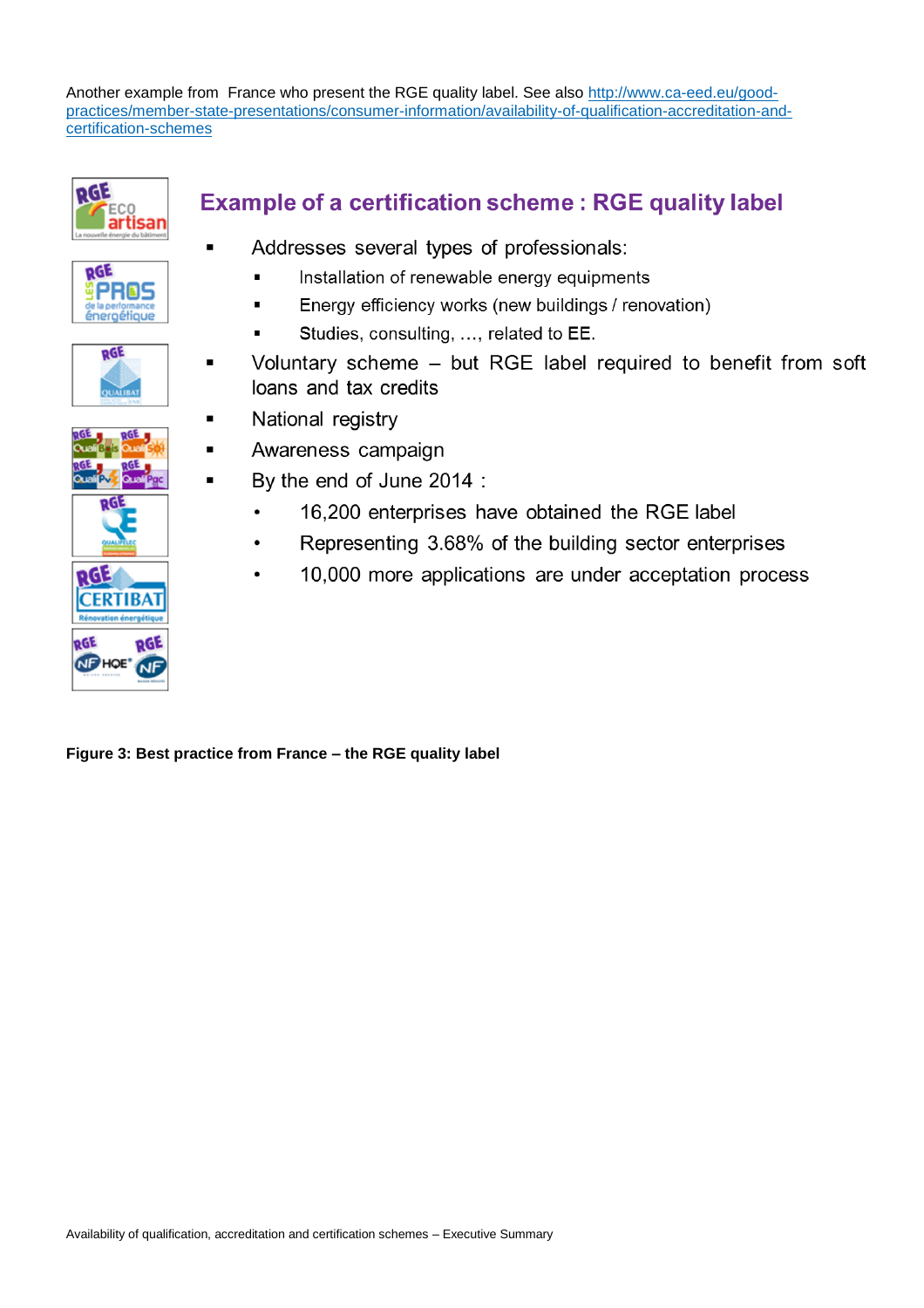Another example from France who present the RGE quality label. See also http://www.ca-eed.eu/good-practices/member-state-presentations/consumer-information/availability-of-qualification-accreditation-and-certification-schemes

## Example of a certification scheme : RGE quality label

- Addresses several types of professionals:
  - Installation of renewable energy equipments
  - Energy efficiency works (new buildings / renovation)
  - Studies, consulting, …, related to EE.
- Voluntary scheme – but RGE label required to benefit from soft loans and tax credits
- National registry
- Awareness campaign
- By the end of June 2014 :
  - 16,200 enterprises have obtained the RGE label
  - Representing 3.68% of the building sector enterprises
  - 10,000 more applications are under acceptation process

**Figure 3: Best practice from France – the RGE quality label**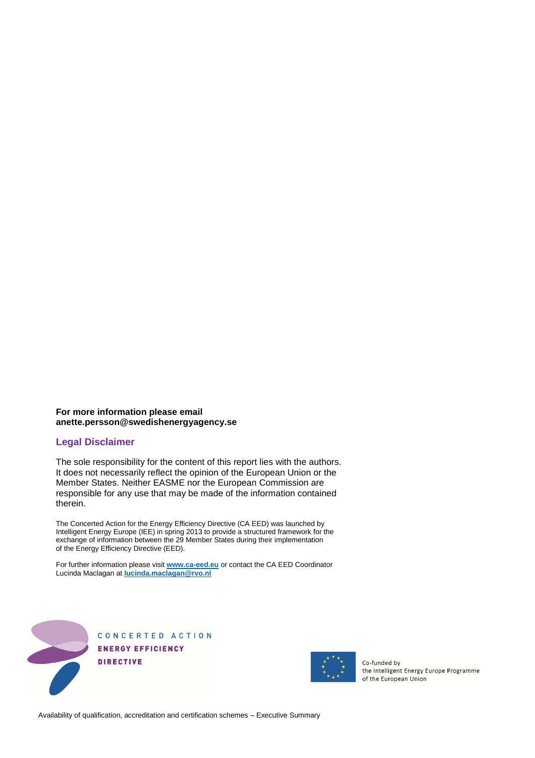**For more information please email anette.persson@swedishenergyagency.se**

## Legal Disclaimer

The sole responsibility for the content of this report lies with the authors. It does not necessarily reflect the opinion of the European Union or the Member States. Neither EASME nor the European Commission are responsible for any use that may be made of the information contained therein.

The Concerted Action for the Energy Efficiency Directive (CA EED) was launched by Intelligent Energy Europe (IEE) in spring 2013 to provide a structured framework for the exchange of information between the 29 Member States during their implementation of the Energy Efficiency Directive (EED).

For further information please visit **www.ca-eed.eu** or contact the CA EED Coordinator Lucinda Maclagan at **lucinda.maclagan@rvo.nl**

CONCERTED ACTION
ENERGY EFFICIENCY
DIRECTIVE

Co-funded by
the Intelligent Energy Europe Programme
of the European Union